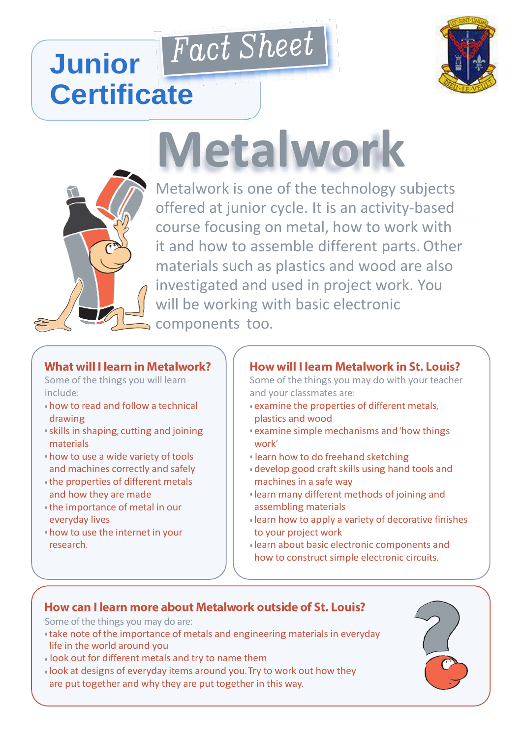# Junior Certificate

## Fact Sheet

# Metalwork

Metalwork is one of the technology subjects offered at junior cycle. It is an activity-based course focusing on metal, how to work with it and how to assemble different parts. Other materials such as plastics and wood are also investigated and used in project work. You will be working with basic electronic components too.

### What will I learn in Metalwork?

Some of the things you will learn include:

- how to read and follow a technical drawing
- skills in shaping, cutting and joining materials
- how to use a wide variety of tools and machines correctly and safely
- the properties of different metals and how they are made
- the importance of metal in our everyday lives
- how to use the internet in your research.

### How will I learn Metalwork in St. Louis?

Some of the things you may do with your teacher and your classmates are:

- examine the properties of different metals, plastics and wood
- examine simple mechanisms and 'how things work'
- learn how to do freehand sketching
- develop good craft skills using hand tools and machines in a safe way
- learn many different methods of joining and assembling materials
- learn how to apply a variety of decorative finishes to your project work
- learn about basic electronic components and how to construct simple electronic circuits.

### How can I learn more about Metalwork outside of St. Louis?

Some of the things you may do are:

- take note of the importance of metals and engineering materials in everyday life in the world around you
- look out for different metals and try to name them
- look at designs of everyday items around you. Try to work out how they are put together and why they are put together in this way.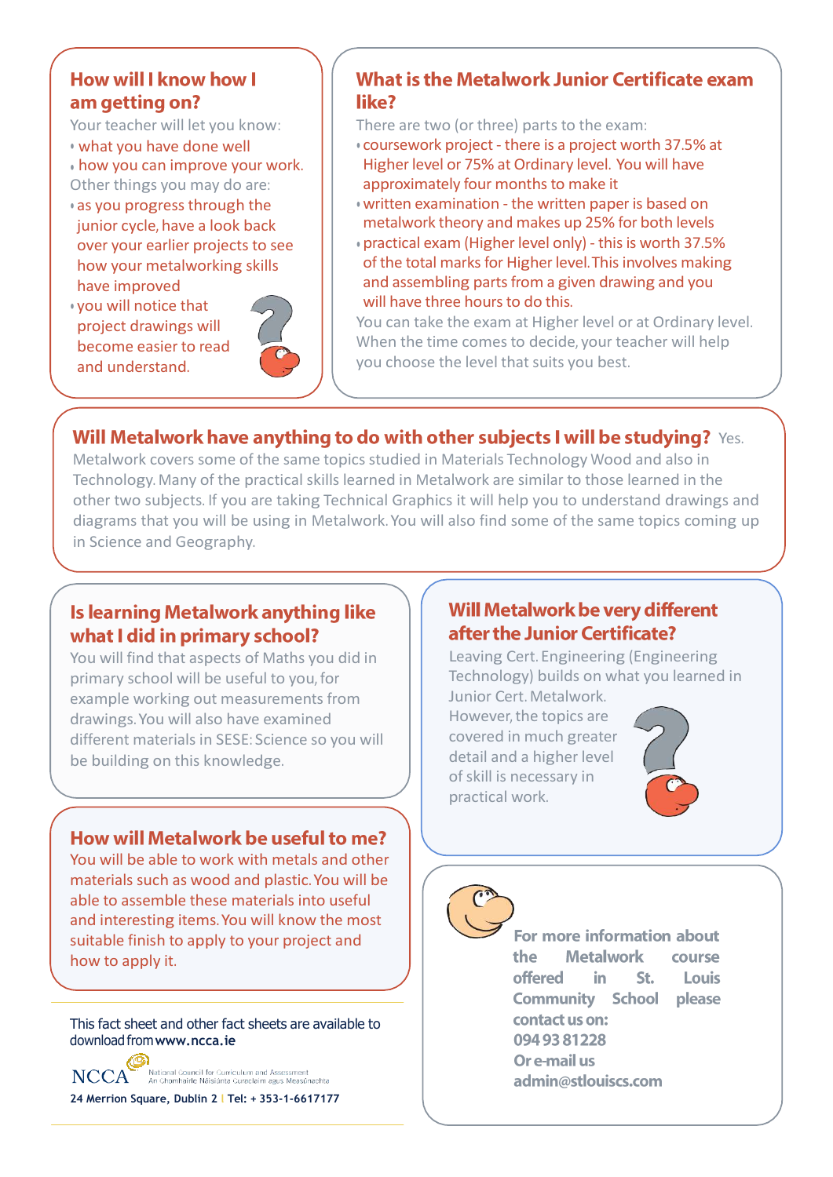## How will I know how I am getting on?

Your teacher will let you know:

- what you have done well
- how you can improve your work.

Other things you may do are:

- as you progress through the junior cycle, have a look back over your earlier projects to see how your metalworking skills have improved
- you will notice that project drawings will become easier to read and understand.

## What is the Metalwork Junior Certificate exam like?

There are two (or three) parts to the exam:

- coursework project - there is a project worth 37.5% at Higher level or 75% at Ordinary level. You will have approximately four months to make it
- written examination - the written paper is based on metalwork theory and makes up 25% for both levels
- practical exam (Higher level only) - this is worth 37.5% of the total marks for Higher level. This involves making and assembling parts from a given drawing and you will have three hours to do this.

You can take the exam at Higher level or at Ordinary level. When the time comes to decide, your teacher will help you choose the level that suits you best.

## Will Metalwork have anything to do with other subjects I will be studying?

Yes. Metalwork covers some of the same topics studied in Materials Technology Wood and also in Technology. Many of the practical skills learned in Metalwork are similar to those learned in the other two subjects. If you are taking Technical Graphics it will help you to understand drawings and diagrams that you will be using in Metalwork. You will also find some of the same topics coming up in Science and Geography.

## Is learning Metalwork anything like what I did in primary school?

You will find that aspects of Maths you did in primary school will be useful to you, for example working out measurements from drawings. You will also have examined different materials in SESE: Science so you will be building on this knowledge.

## How will Metalwork be useful to me?

You will be able to work with metals and other materials such as wood and plastic. You will be able to assemble these materials into useful and interesting items. You will know the most suitable finish to apply to your project and how to apply it.

## Will Metalwork be very different after the Junior Certificate?

Leaving Cert. Engineering (Engineering Technology) builds on what you learned in Junior Cert. Metalwork. However, the topics are covered in much greater detail and a higher level of skill is necessary in practical work.

**For more information about the Metalwork course offered in St. Louis Community School please contact us on:**
**094 93 81228**
**Or e-mail us**
**admin@stlouiscs.com**

This fact sheet and other fact sheets are available to download from **www.ncca.ie**

NCCA National Council for Curriculum and Assessment
An Chomhairle Náisiúnta Curaclaim agus Measúnachta

**24 Merrion Square, Dublin 2 | Tel: + 353-1-6617177**